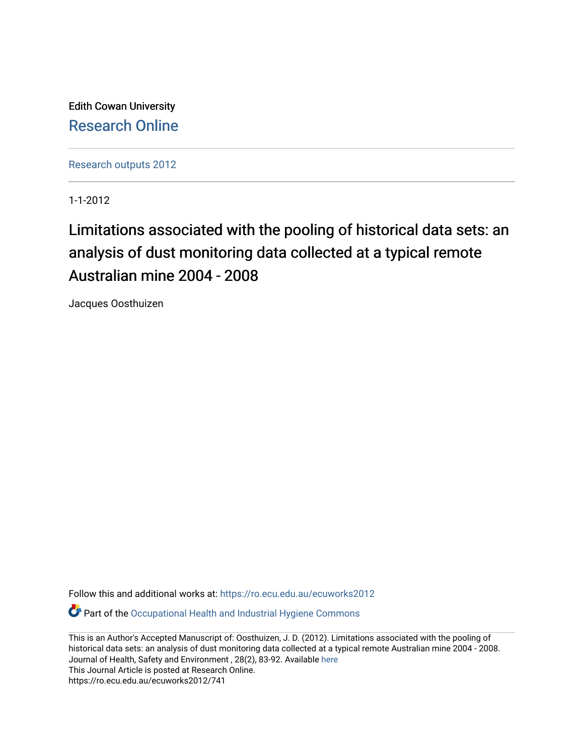Edith Cowan University

Research Online

Research outputs 2012

1-1-2012

# Limitations associated with the pooling of historical data sets: an analysis of dust monitoring data collected at a typical remote Australian mine 2004 - 2008

Jacques Oosthuizen

Follow this and additional works at: https://ro.ecu.edu.au/ecuworks2012

Part of the Occupational Health and Industrial Hygiene Commons

This is an Author's Accepted Manuscript of: Oosthuizen, J. D. (2012). Limitations associated with the pooling of historical data sets: an analysis of dust monitoring data collected at a typical remote Australian mine 2004 - 2008. Journal of Health, Safety and Environment , 28(2), 83-92. Available here
This Journal Article is posted at Research Online.
https://ro.ecu.edu.au/ecuworks2012/741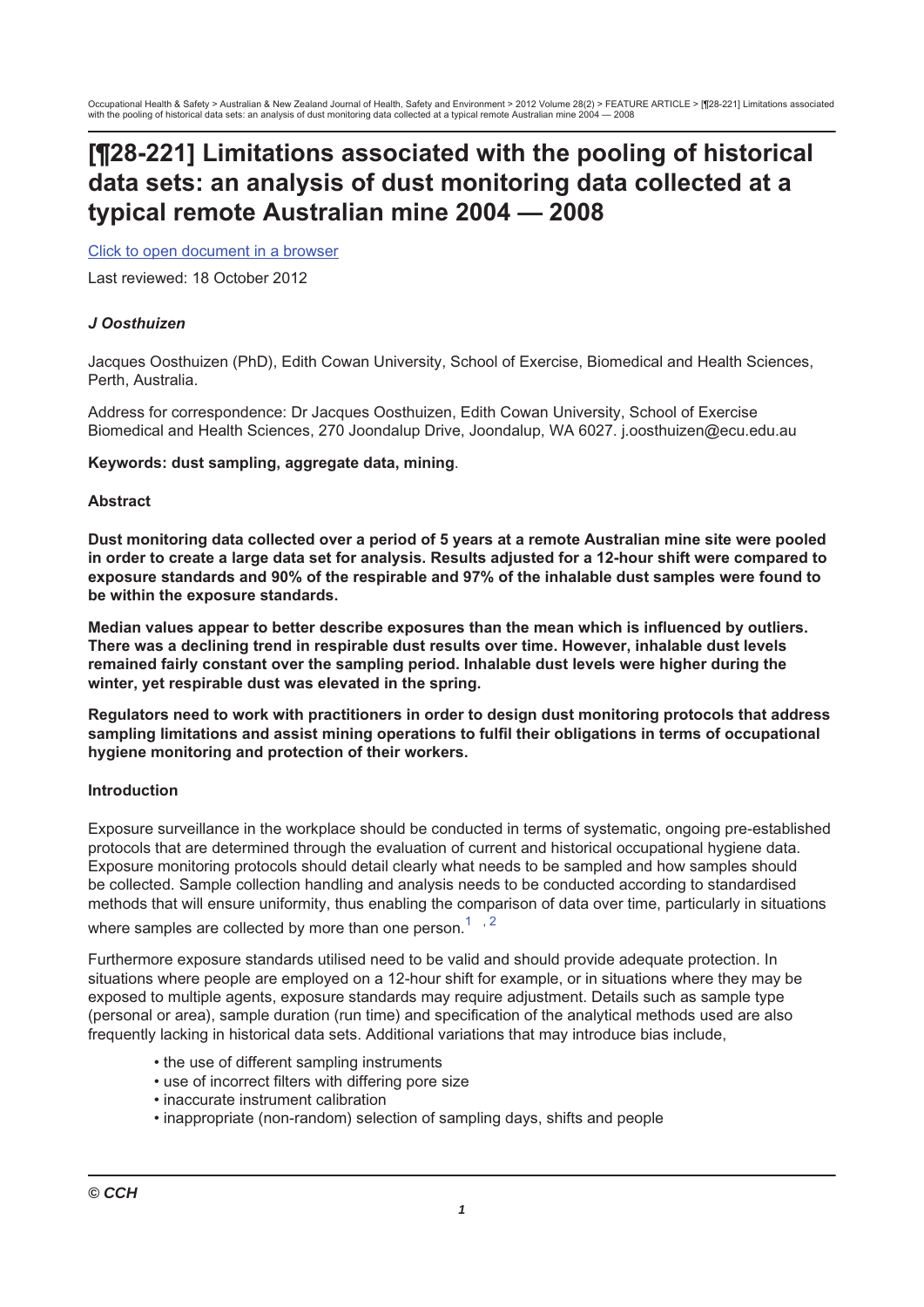# [¶28-221] Limitations associated with the pooling of historical data sets: an analysis of dust monitoring data collected at a typical remote Australian mine 2004 — 2008

Click to open document in a browser

Last reviewed: 18 October 2012

***J Oosthuizen***

Jacques Oosthuizen (PhD), Edith Cowan University, School of Exercise, Biomedical and Health Sciences, Perth, Australia.

Address for correspondence: Dr Jacques Oosthuizen, Edith Cowan University, School of Exercise Biomedical and Health Sciences, 270 Joondalup Drive, Joondalup, WA 6027. j.oosthuizen@ecu.edu.au

**Keywords: dust sampling, aggregate data, mining**.

**Abstract**

**Dust monitoring data collected over a period of 5 years at a remote Australian mine site were pooled in order to create a large data set for analysis. Results adjusted for a 12-hour shift were compared to exposure standards and 90% of the respirable and 97% of the inhalable dust samples were found to be within the exposure standards.**

**Median values appear to better describe exposures than the mean which is influenced by outliers. There was a declining trend in respirable dust results over time. However, inhalable dust levels remained fairly constant over the sampling period. Inhalable dust levels were higher during the winter, yet respirable dust was elevated in the spring.**

**Regulators need to work with practitioners in order to design dust monitoring protocols that address sampling limitations and assist mining operations to fulfil their obligations in terms of occupational hygiene monitoring and protection of their workers.**

**Introduction**

Exposure surveillance in the workplace should be conducted in terms of systematic, ongoing pre-established protocols that are determined through the evaluation of current and historical occupational hygiene data. Exposure monitoring protocols should detail clearly what needs to be sampled and how samples should be collected. Sample collection handling and analysis needs to be conducted according to standardised methods that will ensure uniformity, thus enabling the comparison of data over time, particularly in situations where samples are collected by more than one person.[1,2]

Furthermore exposure standards utilised need to be valid and should provide adequate protection. In situations where people are employed on a 12-hour shift for example, or in situations where they may be exposed to multiple agents, exposure standards may require adjustment. Details such as sample type (personal or area), sample duration (run time) and specification of the analytical methods used are also frequently lacking in historical data sets. Additional variations that may introduce bias include,

- the use of different sampling instruments
- use of incorrect filters with differing pore size
- inaccurate instrument calibration
- inappropriate (non-random) selection of sampling days, shifts and people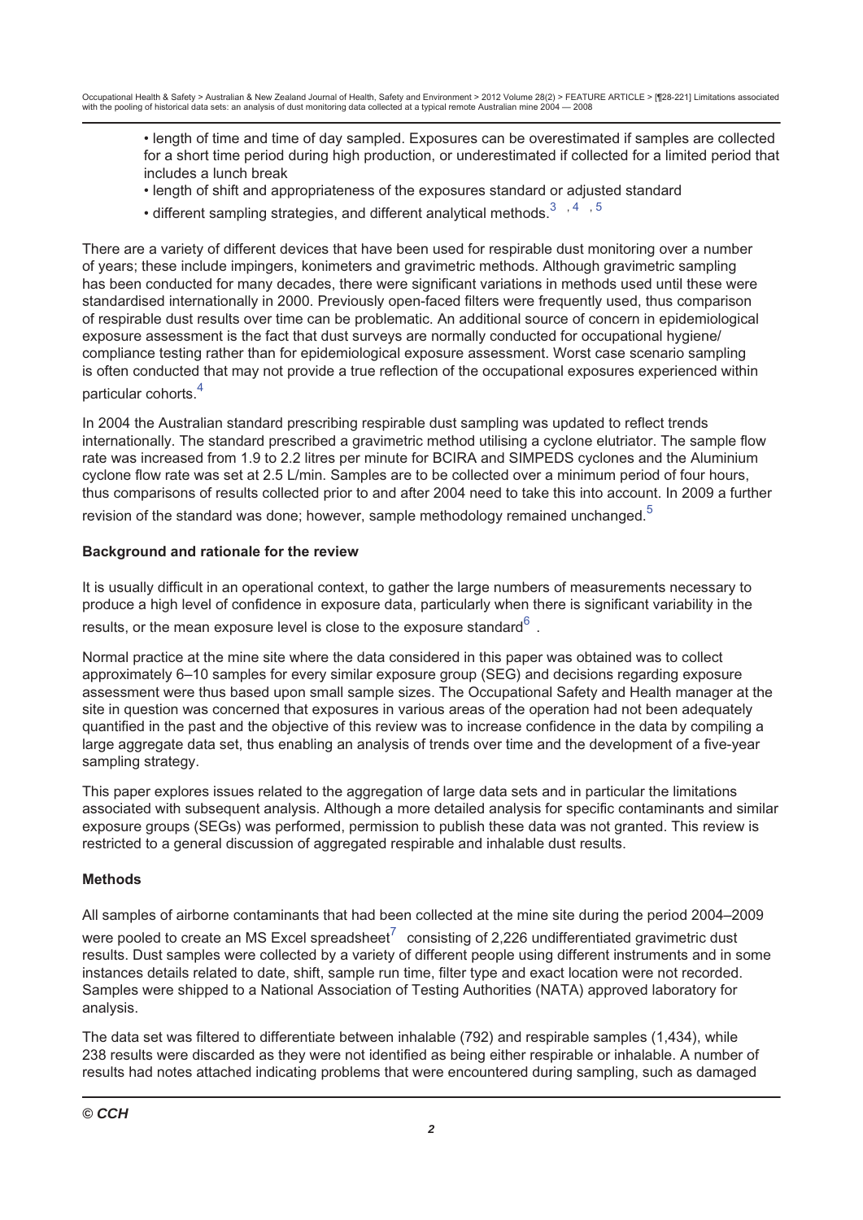- length of time and time of day sampled. Exposures can be overestimated if samples are collected for a short time period during high production, or underestimated if collected for a limited period that includes a lunch break
- length of shift and appropriateness of the exposures standard or adjusted standard
- different sampling strategies, and different analytical methods.[3, 4, 5]

There are a variety of different devices that have been used for respirable dust monitoring over a number of years; these include impingers, konimeters and gravimetric methods. Although gravimetric sampling has been conducted for many decades, there were significant variations in methods used until these were standardised internationally in 2000. Previously open-faced filters were frequently used, thus comparison of respirable dust results over time can be problematic. An additional source of concern in epidemiological exposure assessment is the fact that dust surveys are normally conducted for occupational hygiene/ compliance testing rather than for epidemiological exposure assessment. Worst case scenario sampling is often conducted that may not provide a true reflection of the occupational exposures experienced within particular cohorts.[4]

In 2004 the Australian standard prescribing respirable dust sampling was updated to reflect trends internationally. The standard prescribed a gravimetric method utilising a cyclone elutriator. The sample flow rate was increased from 1.9 to 2.2 litres per minute for BCIRA and SIMPEDS cyclones and the Aluminium cyclone flow rate was set at 2.5 L/min. Samples are to be collected over a minimum period of four hours, thus comparisons of results collected prior to and after 2004 need to take this into account. In 2009 a further revision of the standard was done; however, sample methodology remained unchanged.[5]

### Background and rationale for the review

It is usually difficult in an operational context, to gather the large numbers of measurements necessary to produce a high level of confidence in exposure data, particularly when there is significant variability in the results, or the mean exposure level is close to the exposure standard[6] .

Normal practice at the mine site where the data considered in this paper was obtained was to collect approximately 6–10 samples for every similar exposure group (SEG) and decisions regarding exposure assessment were thus based upon small sample sizes. The Occupational Safety and Health manager at the site in question was concerned that exposures in various areas of the operation had not been adequately quantified in the past and the objective of this review was to increase confidence in the data by compiling a large aggregate data set, thus enabling an analysis of trends over time and the development of a five-year sampling strategy.

This paper explores issues related to the aggregation of large data sets and in particular the limitations associated with subsequent analysis. Although a more detailed analysis for specific contaminants and similar exposure groups (SEGs) was performed, permission to publish these data was not granted. This review is restricted to a general discussion of aggregated respirable and inhalable dust results.

### Methods

All samples of airborne contaminants that had been collected at the mine site during the period 2004–2009 were pooled to create an MS Excel spreadsheet[7] consisting of 2,226 undifferentiated gravimetric dust results. Dust samples were collected by a variety of different people using different instruments and in some instances details related to date, shift, sample run time, filter type and exact location were not recorded. Samples were shipped to a National Association of Testing Authorities (NATA) approved laboratory for analysis.

The data set was filtered to differentiate between inhalable (792) and respirable samples (1,434), while 238 results were discarded as they were not identified as being either respirable or inhalable. A number of results had notes attached indicating problems that were encountered during sampling, such as damaged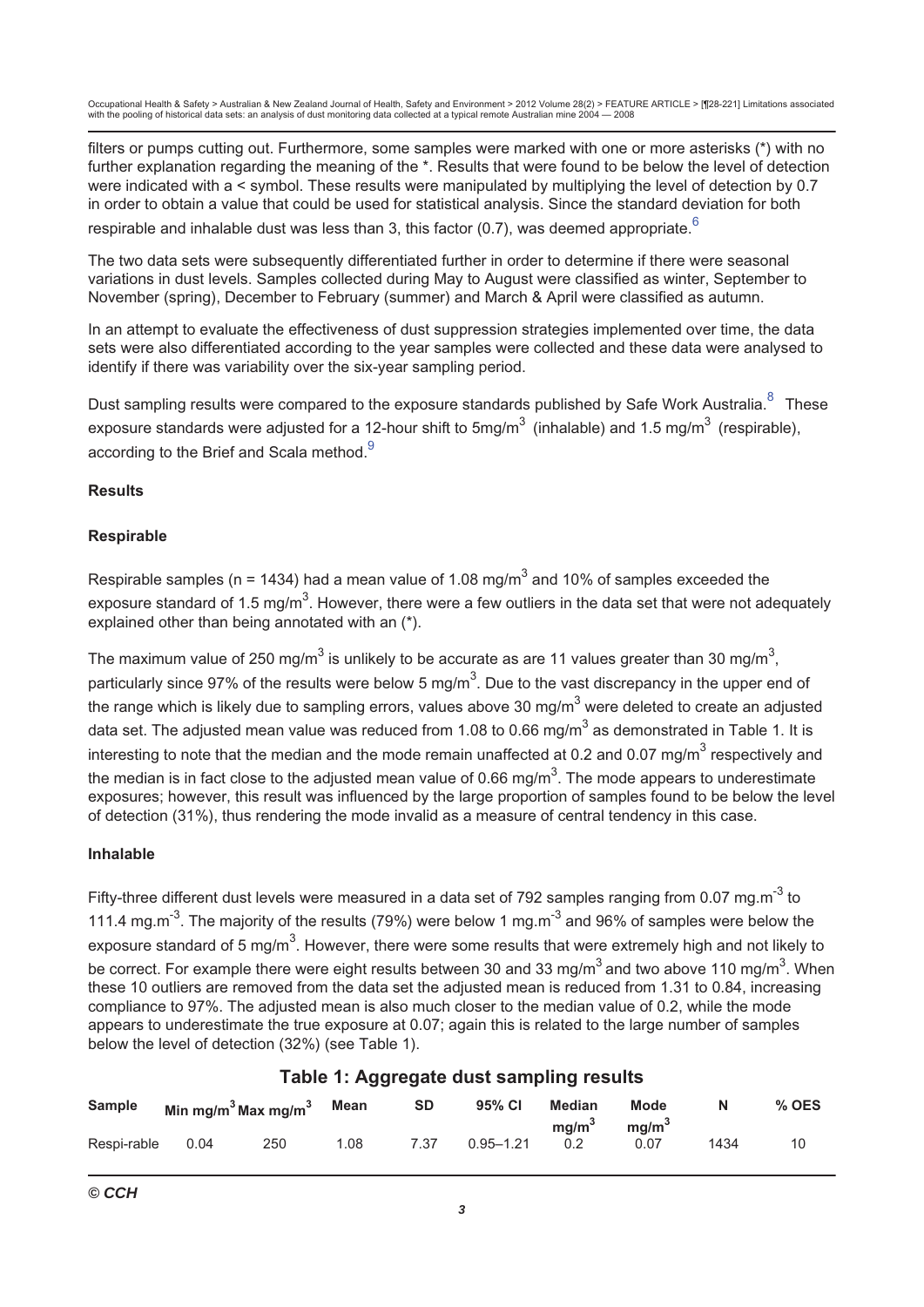filters or pumps cutting out. Furthermore, some samples were marked with one or more asterisks (*) with no further explanation regarding the meaning of the *. Results that were found to be below the level of detection were indicated with a < symbol. These results were manipulated by multiplying the level of detection by 0.7 in order to obtain a value that could be used for statistical analysis. Since the standard deviation for both respirable and inhalable dust was less than 3, this factor (0.7), was deemed appropriate.[6]

The two data sets were subsequently differentiated further in order to determine if there were seasonal variations in dust levels. Samples collected during May to August were classified as winter, September to November (spring), December to February (summer) and March & April were classified as autumn.

In an attempt to evaluate the effectiveness of dust suppression strategies implemented over time, the data sets were also differentiated according to the year samples were collected and these data were analysed to identify if there was variability over the six-year sampling period.

Dust sampling results were compared to the exposure standards published by Safe Work Australia.[8] These exposure standards were adjusted for a 12-hour shift to 5mg/m$^3$ (inhalable) and 1.5 mg/m$^3$ (respirable), according to the Brief and Scala method.[9]

**Results**

**Respirable**

Respirable samples (n = 1434) had a mean value of 1.08 mg/m$^3$ and 10% of samples exceeded the exposure standard of 1.5 mg/m$^3$. However, there were a few outliers in the data set that were not adequately explained other than being annotated with an (*).

The maximum value of 250 mg/m$^3$ is unlikely to be accurate as are 11 values greater than 30 mg/m$^3$, particularly since 97% of the results were below 5 mg/m$^3$. Due to the vast discrepancy in the upper end of the range which is likely due to sampling errors, values above 30 mg/m$^3$ were deleted to create an adjusted data set. The adjusted mean value was reduced from 1.08 to 0.66 mg/m$^3$ as demonstrated in Table 1. It is interesting to note that the median and the mode remain unaffected at 0.2 and 0.07 mg/m$^3$ respectively and the median is in fact close to the adjusted mean value of 0.66 mg/m$^3$. The mode appears to underestimate exposures; however, this result was influenced by the large proportion of samples found to be below the level of detection (31%), thus rendering the mode invalid as a measure of central tendency in this case.

**Inhalable**

Fifty-three different dust levels were measured in a data set of 792 samples ranging from 0.07 mg.m$^{-3}$ to 111.4 mg.m$^{-3}$. The majority of the results (79%) were below 1 mg.m$^{-3}$ and 96% of samples were below the exposure standard of 5 mg/m$^3$. However, there were some results that were extremely high and not likely to be correct. For example there were eight results between 30 and 33 mg/m$^3$ and two above 110 mg/m$^3$. When these 10 outliers are removed from the data set the adjusted mean is reduced from 1.31 to 0.84, increasing compliance to 97%. The adjusted mean is also much closer to the median value of 0.2, while the mode appears to underestimate the true exposure at 0.07; again this is related to the large number of samples below the level of detection (32%) (see Table 1).

**Table 1: Aggregate dust sampling results**

| Sample | Min mg/m$^3$ | Max mg/m$^3$ | Mean | SD | 95% CI | Median mg/m$^3$ | Mode mg/m$^3$ | N | % OES |
|---|---|---|---|---|---|---|---|---|---|
| Respi-rable | 0.04 | 250 | 1.08 | 7.37 | 0.95–1.21 | 0.2 | 0.07 | 1434 | 10 |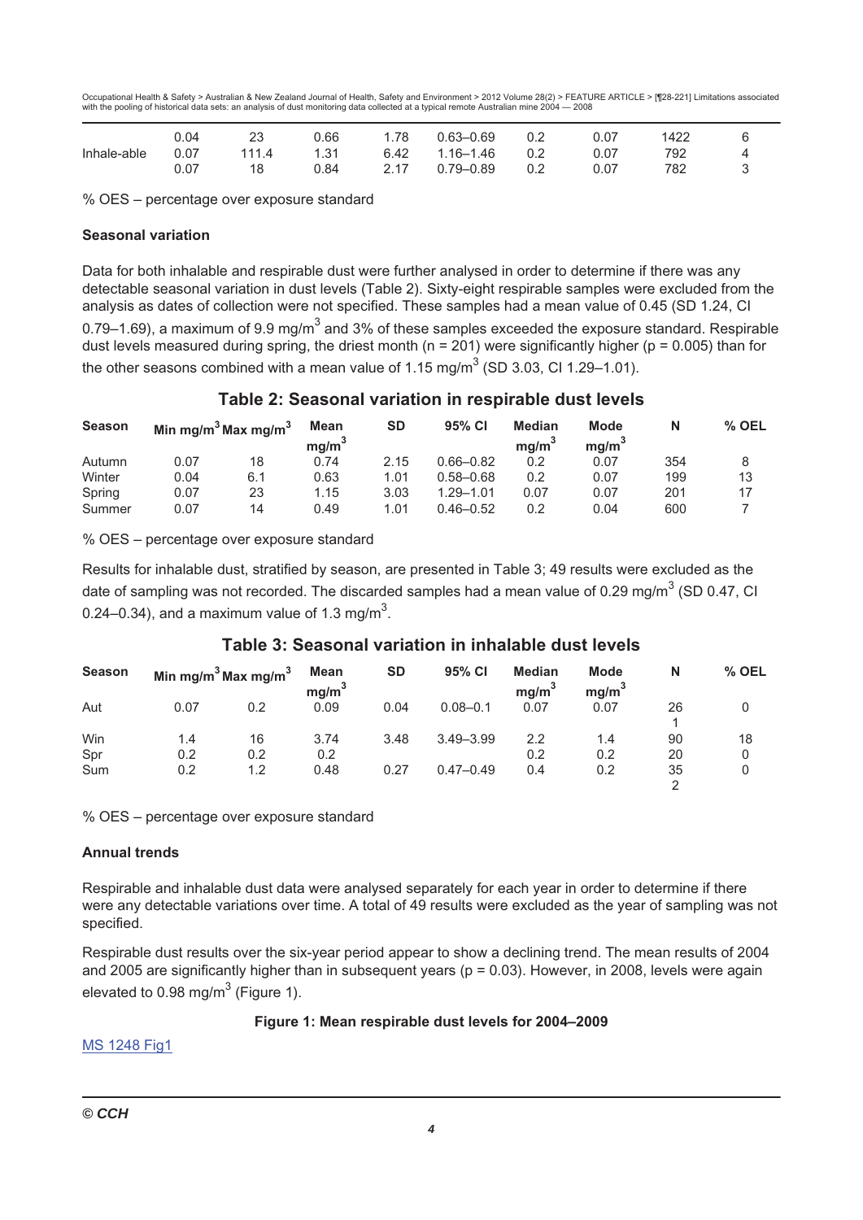|  | 0.04 | 23 | 0.66 | 1.78 | 0.63–0.69 | 0.2 | 0.07 | 1422 | 6 |
|---|---|---|---|---|---|---|---|---|---|
| Inhale-able | 0.07 | 111.4 | 1.31 | 6.42 | 1.16–1.46 | 0.2 | 0.07 | 792 | 4 |
|  | 0.07 | 18 | 0.84 | 2.17 | 0.79–0.89 | 0.2 | 0.07 | 782 | 3 |

% OES – percentage over exposure standard

### Seasonal variation

Data for both inhalable and respirable dust were further analysed in order to determine if there was any detectable seasonal variation in dust levels (Table 2). Sixty-eight respirable samples were excluded from the analysis as dates of collection were not specified. These samples had a mean value of 0.45 (SD 1.24, CI 0.79–1.69), a maximum of 9.9 mg/m$^3$ and 3% of these samples exceeded the exposure standard. Respirable dust levels measured during spring, the driest month (n = 201) were significantly higher (p = 0.005) than for the other seasons combined with a mean value of 1.15 mg/m$^3$ (SD 3.03, CI 1.29–1.01).

**Table 2: Seasonal variation in respirable dust levels**

| Season | Min mg/m$^3$ | Max mg/m$^3$ | Mean mg/m$^3$ | SD | 95% CI | Median mg/m$^3$ | Mode mg/m$^3$ | N | % OEL |
|---|---|---|---|---|---|---|---|---|---|
| Autumn | 0.07 | 18 | 0.74 | 2.15 | 0.66–0.82 | 0.2 | 0.07 | 354 | 8 |
| Winter | 0.04 | 6.1 | 0.63 | 1.01 | 0.58–0.68 | 0.2 | 0.07 | 199 | 13 |
| Spring | 0.07 | 23 | 1.15 | 3.03 | 1.29–1.01 | 0.07 | 0.07 | 201 | 17 |
| Summer | 0.07 | 14 | 0.49 | 1.01 | 0.46–0.52 | 0.2 | 0.04 | 600 | 7 |

% OES – percentage over exposure standard

Results for inhalable dust, stratified by season, are presented in Table 3; 49 results were excluded as the date of sampling was not recorded. The discarded samples had a mean value of 0.29 mg/m$^3$ (SD 0.47, CI 0.24–0.34), and a maximum value of 1.3 mg/m$^3$.

**Table 3: Seasonal variation in inhalable dust levels**

| Season | Min mg/m$^3$ | Max mg/m$^3$ | Mean mg/m$^3$ | SD | 95% CI | Median mg/m$^3$ | Mode mg/m$^3$ | N | % OEL |
|---|---|---|---|---|---|---|---|---|---|
| Aut | 0.07 | 0.2 | 0.09 | 0.04 | 0.08–0.1 | 0.07 | 0.07 | 261 | 0 |
| Win | 1.4 | 16 | 3.74 | 3.48 | 3.49–3.99 | 2.2 | 1.4 | 90 | 18 |
| Spr | 0.2 | 0.2 | 0.2 |  |  | 0.2 | 0.2 | 20 | 0 |
| Sum | 0.2 | 1.2 | 0.48 | 0.27 | 0.47–0.49 | 0.4 | 0.2 | 352 | 0 |

% OES – percentage over exposure standard

### Annual trends

Respirable and inhalable dust data were analysed separately for each year in order to determine if there were any detectable variations over time. A total of 49 results were excluded as the year of sampling was not specified.

Respirable dust results over the six-year period appear to show a declining trend. The mean results of 2004 and 2005 are significantly higher than in subsequent years (p = 0.03). However, in 2008, levels were again elevated to 0.98 mg/m$^3$ (Figure 1).

**Figure 1: Mean respirable dust levels for 2004–2009**

MS 1248 Fig1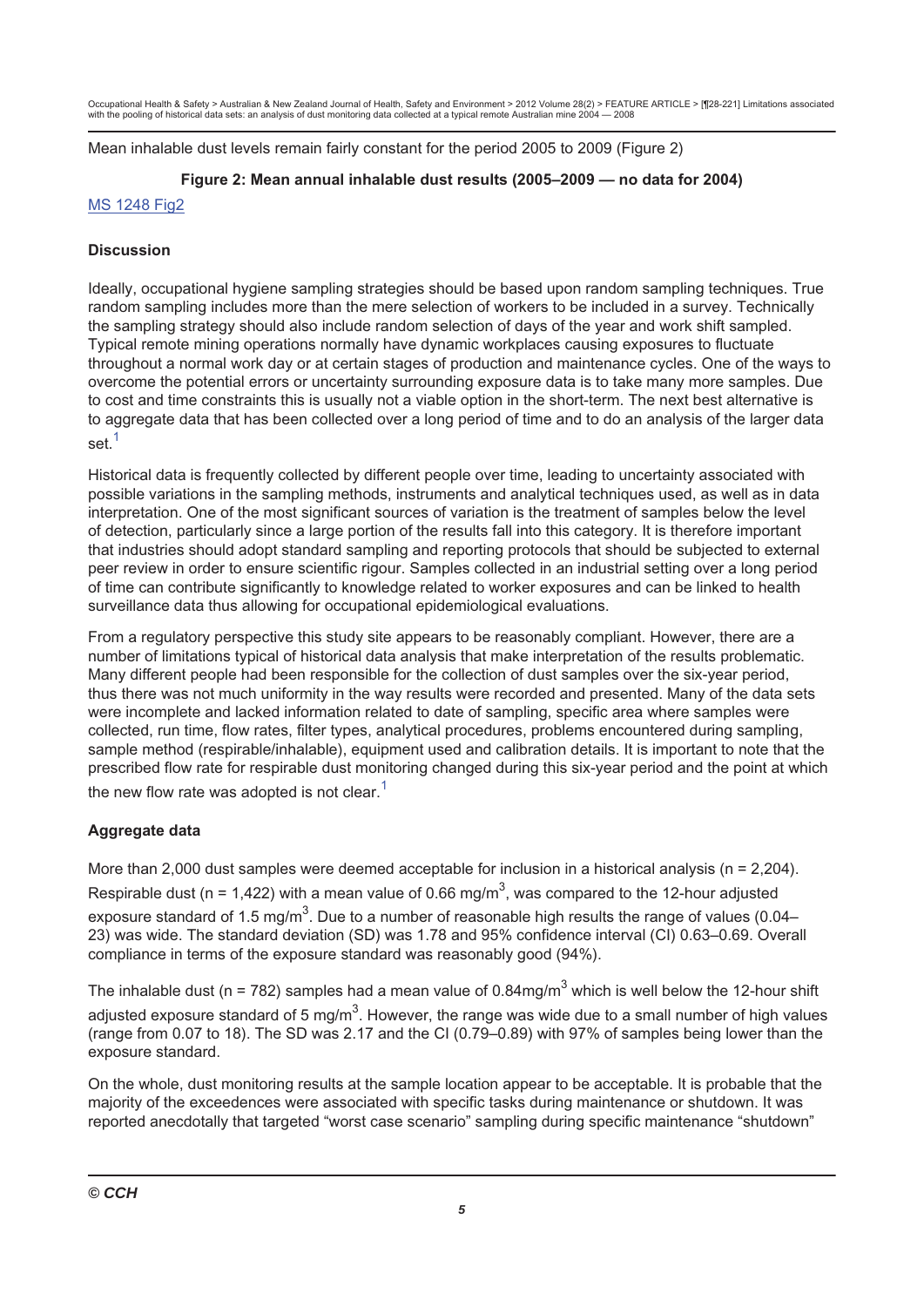Mean inhalable dust levels remain fairly constant for the period 2005 to 2009 (Figure 2)

**Figure 2: Mean annual inhalable dust results (2005–2009 — no data for 2004)**

MS 1248 Fig2

### Discussion

Ideally, occupational hygiene sampling strategies should be based upon random sampling techniques. True random sampling includes more than the mere selection of workers to be included in a survey. Technically the sampling strategy should also include random selection of days of the year and work shift sampled. Typical remote mining operations normally have dynamic workplaces causing exposures to fluctuate throughout a normal work day or at certain stages of production and maintenance cycles. One of the ways to overcome the potential errors or uncertainty surrounding exposure data is to take many more samples. Due to cost and time constraints this is usually not a viable option in the short-term. The next best alternative is to aggregate data that has been collected over a long period of time and to do an analysis of the larger data set.[1]

Historical data is frequently collected by different people over time, leading to uncertainty associated with possible variations in the sampling methods, instruments and analytical techniques used, as well as in data interpretation. One of the most significant sources of variation is the treatment of samples below the level of detection, particularly since a large portion of the results fall into this category. It is therefore important that industries should adopt standard sampling and reporting protocols that should be subjected to external peer review in order to ensure scientific rigour. Samples collected in an industrial setting over a long period of time can contribute significantly to knowledge related to worker exposures and can be linked to health surveillance data thus allowing for occupational epidemiological evaluations.

From a regulatory perspective this study site appears to be reasonably compliant. However, there are a number of limitations typical of historical data analysis that make interpretation of the results problematic. Many different people had been responsible for the collection of dust samples over the six-year period, thus there was not much uniformity in the way results were recorded and presented. Many of the data sets were incomplete and lacked information related to date of sampling, specific area where samples were collected, run time, flow rates, filter types, analytical procedures, problems encountered during sampling, sample method (respirable/inhalable), equipment used and calibration details. It is important to note that the prescribed flow rate for respirable dust monitoring changed during this six-year period and the point at which the new flow rate was adopted is not clear.[1]

### Aggregate data

More than 2,000 dust samples were deemed acceptable for inclusion in a historical analysis (n = 2,204). Respirable dust (n = 1,422) with a mean value of 0.66 mg/m$^3$, was compared to the 12-hour adjusted exposure standard of 1.5 mg/m$^3$. Due to a number of reasonable high results the range of values (0.04–23) was wide. The standard deviation (SD) was 1.78 and 95% confidence interval (CI) 0.63–0.69. Overall compliance in terms of the exposure standard was reasonably good (94%).

The inhalable dust (n = 782) samples had a mean value of 0.84mg/m$^3$ which is well below the 12-hour shift adjusted exposure standard of 5 mg/m$^3$. However, the range was wide due to a small number of high values (range from 0.07 to 18). The SD was 2.17 and the CI (0.79–0.89) with 97% of samples being lower than the exposure standard.

On the whole, dust monitoring results at the sample location appear to be acceptable. It is probable that the majority of the exceedences were associated with specific tasks during maintenance or shutdown. It was reported anecdotally that targeted "worst case scenario" sampling during specific maintenance "shutdown"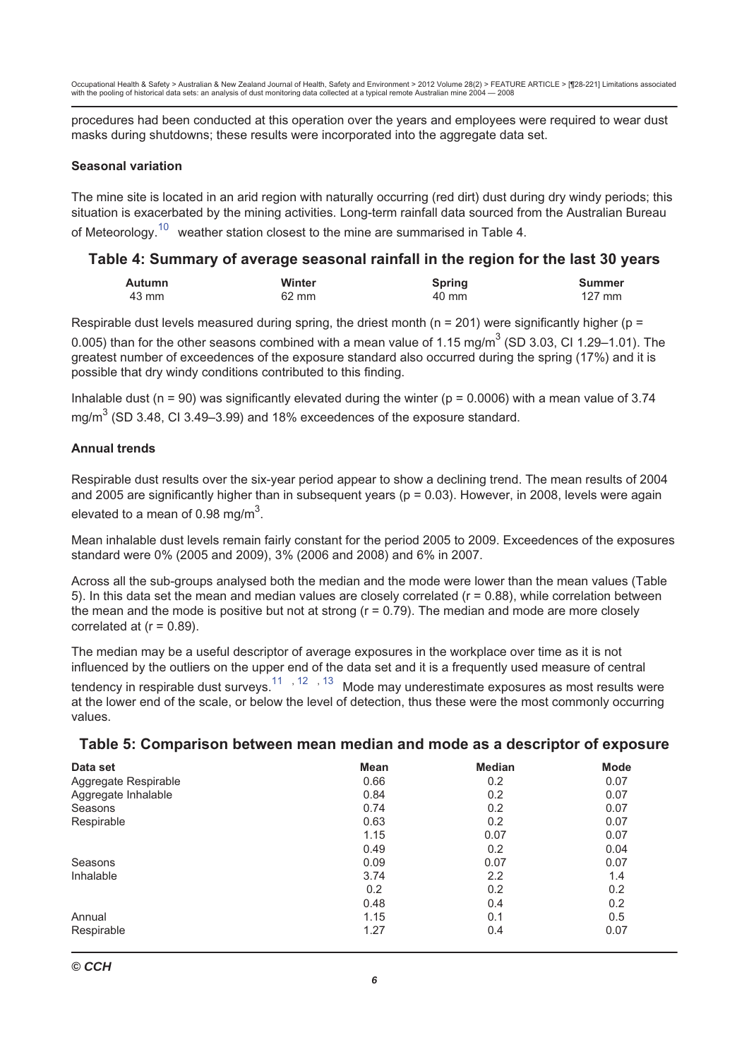procedures had been conducted at this operation over the years and employees were required to wear dust masks during shutdowns; these results were incorporated into the aggregate data set.

### Seasonal variation

The mine site is located in an arid region with naturally occurring (red dirt) dust during dry windy periods; this situation is exacerbated by the mining activities. Long-term rainfall data sourced from the Australian Bureau of Meteorology.[10] weather station closest to the mine are summarised in Table 4.

## Table 4: Summary of average seasonal rainfall in the region for the last 30 years

| Autumn | Winter | Spring | Summer |
|---|---|---|---|
| 43 mm | 62 mm | 40 mm | 127 mm |

Respirable dust levels measured during spring, the driest month (n = 201) were significantly higher (p = 0.005) than for the other seasons combined with a mean value of 1.15 mg/m$^3$ (SD 3.03, CI 1.29–1.01). The greatest number of exceedences of the exposure standard also occurred during the spring (17%) and it is possible that dry windy conditions contributed to this finding.

Inhalable dust (n = 90) was significantly elevated during the winter (p = 0.0006) with a mean value of 3.74 mg/m$^3$ (SD 3.48, CI 3.49–3.99) and 18% exceedences of the exposure standard.

### Annual trends

Respirable dust results over the six-year period appear to show a declining trend. The mean results of 2004 and 2005 are significantly higher than in subsequent years (p = 0.03). However, in 2008, levels were again elevated to a mean of 0.98 mg/m$^3$.

Mean inhalable dust levels remain fairly constant for the period 2005 to 2009. Exceedences of the exposures standard were 0% (2005 and 2009), 3% (2006 and 2008) and 6% in 2007.

Across all the sub-groups analysed both the median and the mode were lower than the mean values (Table 5). In this data set the mean and median values are closely correlated (r = 0.88), while correlation between the mean and the mode is positive but not at strong (r = 0.79). The median and mode are more closely correlated at (r = 0.89).

The median may be a useful descriptor of average exposures in the workplace over time as it is not influenced by the outliers on the upper end of the data set and it is a frequently used measure of central tendency in respirable dust surveys.[11, 12, 13] Mode may underestimate exposures as most results were at the lower end of the scale, or below the level of detection, thus these were the most commonly occurring values.

## Table 5: Comparison between mean median and mode as a descriptor of exposure

| Data set | Mean | Median | Mode |
|---|---|---|---|
| Aggregate Respirable | 0.66 | 0.2 | 0.07 |
| Aggregate Inhalable | 0.84 | 0.2 | 0.07 |
| Seasons | 0.74 | 0.2 | 0.07 |
| Respirable | 0.63 | 0.2 | 0.07 |
| | 1.15 | 0.07 | 0.07 |
| | 0.49 | 0.2 | 0.04 |
| Seasons | 0.09 | 0.07 | 0.07 |
| Inhalable | 3.74 | 2.2 | 1.4 |
| | 0.2 | 0.2 | 0.2 |
| | 0.48 | 0.4 | 0.2 |
| Annual | 1.15 | 0.1 | 0.5 |
| Respirable | 1.27 | 0.4 | 0.07 |

© CCH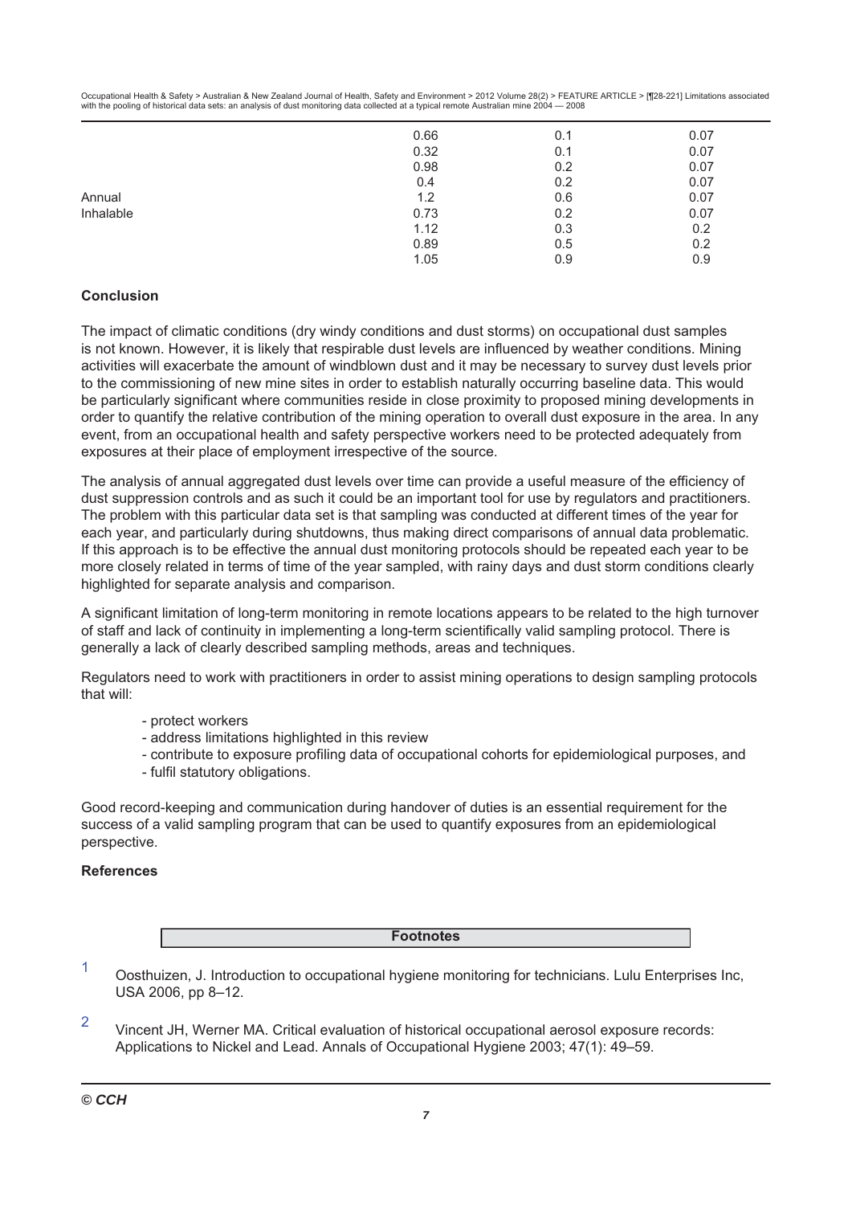| | | | |
|---|---|---|---|
| | 0.66 | 0.1 | 0.07 |
| | 0.32 | 0.1 | 0.07 |
| | 0.98 | 0.2 | 0.07 |
| | 0.4 | 0.2 | 0.07 |
| Annual | 1.2 | 0.6 | 0.07 |
| Inhalable | 0.73 | 0.2 | 0.07 |
| | 1.12 | 0.3 | 0.2 |
| | 0.89 | 0.5 | 0.2 |
| | 1.05 | 0.9 | 0.9 |

### Conclusion

The impact of climatic conditions (dry windy conditions and dust storms) on occupational dust samples is not known. However, it is likely that respirable dust levels are influenced by weather conditions. Mining activities will exacerbate the amount of windblown dust and it may be necessary to survey dust levels prior to the commissioning of new mine sites in order to establish naturally occurring baseline data. This would be particularly significant where communities reside in close proximity to proposed mining developments in order to quantify the relative contribution of the mining operation to overall dust exposure in the area. In any event, from an occupational health and safety perspective workers need to be protected adequately from exposures at their place of employment irrespective of the source.

The analysis of annual aggregated dust levels over time can provide a useful measure of the efficiency of dust suppression controls and as such it could be an important tool for use by regulators and practitioners. The problem with this particular data set is that sampling was conducted at different times of the year for each year, and particularly during shutdowns, thus making direct comparisons of annual data problematic. If this approach is to be effective the annual dust monitoring protocols should be repeated each year to be more closely related in terms of time of the year sampled, with rainy days and dust storm conditions clearly highlighted for separate analysis and comparison.

A significant limitation of long-term monitoring in remote locations appears to be related to the high turnover of staff and lack of continuity in implementing a long-term scientifically valid sampling protocol. There is generally a lack of clearly described sampling methods, areas and techniques.

Regulators need to work with practitioners in order to assist mining operations to design sampling protocols that will:

- protect workers
- address limitations highlighted in this review
- contribute to exposure profiling data of occupational cohorts for epidemiological purposes, and
- fulfil statutory obligations.

Good record-keeping and communication during handover of duties is an essential requirement for the success of a valid sampling program that can be used to quantify exposures from an epidemiological perspective.

### References

**Footnotes**

1. Oosthuizen, J. Introduction to occupational hygiene monitoring for technicians. Lulu Enterprises Inc, USA 2006, pp 8–12.

2. Vincent JH, Werner MA. Critical evaluation of historical occupational aerosol exposure records: Applications to Nickel and Lead. Annals of Occupational Hygiene 2003; 47(1): 49–59.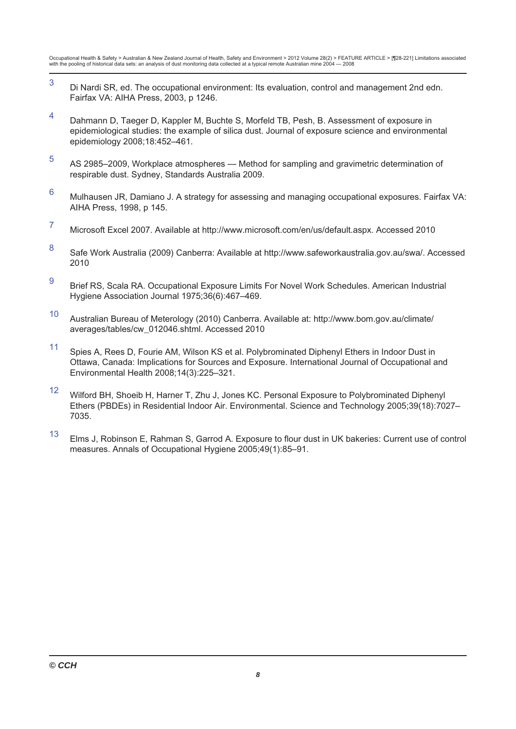3. Di Nardi SR, ed. The occupational environment: Its evaluation, control and management 2nd edn. Fairfax VA: AIHA Press, 2003, p 1246.

4. Dahmann D, Taeger D, Kappler M, Buchte S, Morfeld TB, Pesh, B. Assessment of exposure in epidemiological studies: the example of silica dust. Journal of exposure science and environmental epidemiology 2008;18:452–461.

5. AS 2985–2009, Workplace atmospheres — Method for sampling and gravimetric determination of respirable dust. Sydney, Standards Australia 2009.

6. Mulhausen JR, Damiano J. A strategy for assessing and managing occupational exposures. Fairfax VA: AIHA Press, 1998, p 145.

7. Microsoft Excel 2007. Available at http://www.microsoft.com/en/us/default.aspx. Accessed 2010

8. Safe Work Australia (2009) Canberra: Available at http://www.safeworkaustralia.gov.au/swa/. Accessed 2010

9. Brief RS, Scala RA. Occupational Exposure Limits For Novel Work Schedules. American Industrial Hygiene Association Journal 1975;36(6):467–469.

10. Australian Bureau of Meterology (2010) Canberra. Available at: http://www.bom.gov.au/climate/averages/tables/cw_012046.shtml. Accessed 2010

11. Spies A, Rees D, Fourie AM, Wilson KS et al. Polybrominated Diphenyl Ethers in Indoor Dust in Ottawa, Canada: Implications for Sources and Exposure. International Journal of Occupational and Environmental Health 2008;14(3):225–321.

12. Wilford BH, Shoeib H, Harner T, Zhu J, Jones KC. Personal Exposure to Polybrominated Diphenyl Ethers (PBDEs) in Residential Indoor Air. Environmental. Science and Technology 2005;39(18):7027–7035.

13. Elms J, Robinson E, Rahman S, Garrod A. Exposure to flour dust in UK bakeries: Current use of control measures. Annals of Occupational Hygiene 2005;49(1):85–91.